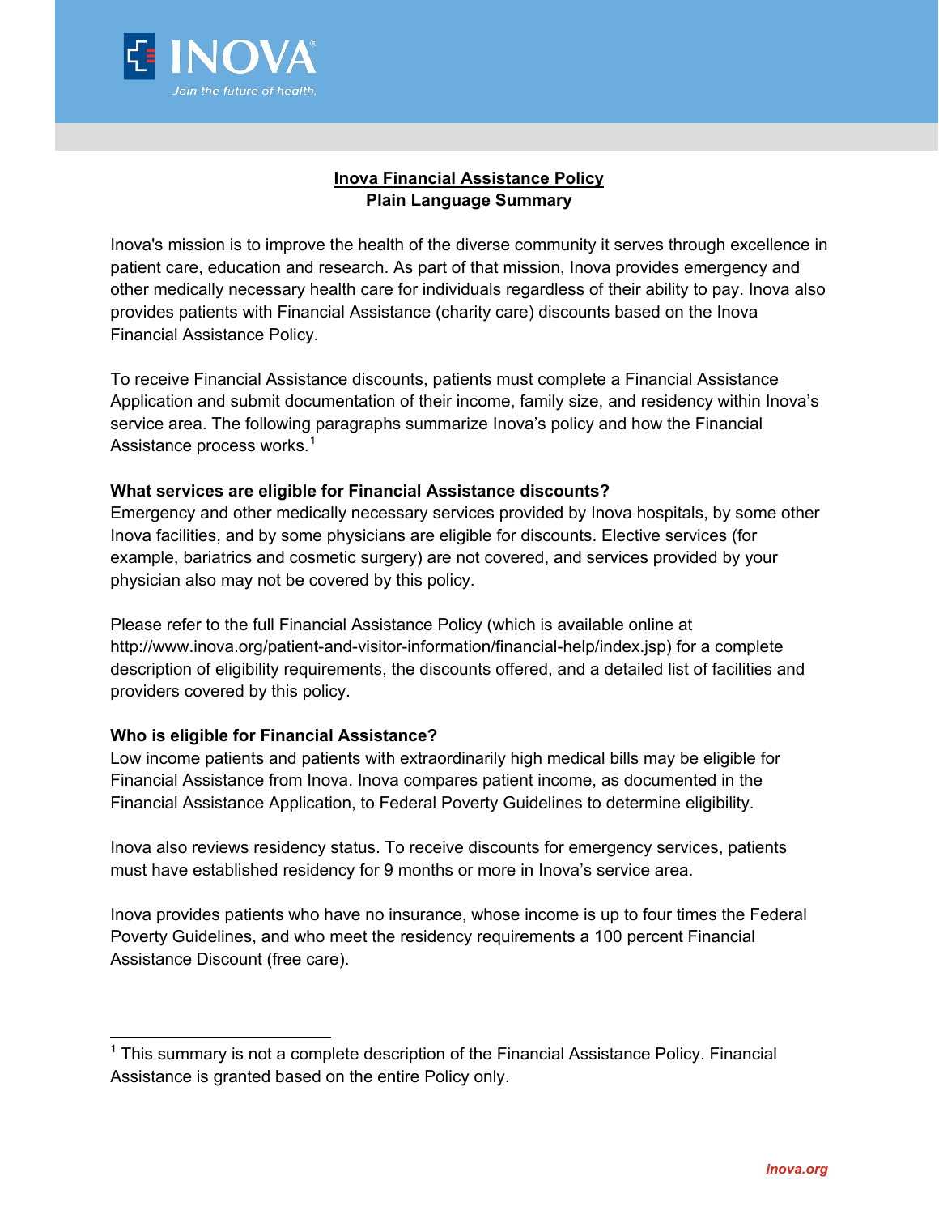# Inova Financial Assistance Policy

## Plain Language Summary

Inova's mission is to improve the health of the diverse community it serves through excellence in patient care, education and research. As part of that mission, Inova provides emergency and other medically necessary health care for individuals regardless of their ability to pay. Inova also provides patients with Financial Assistance (charity care) discounts based on the Inova Financial Assistance Policy.

To receive Financial Assistance discounts, patients must complete a Financial Assistance Application and submit documentation of their income, family size, and residency within Inova's service area. The following paragraphs summarize Inova's policy and how the Financial Assistance process works.[1]

**What services are eligible for Financial Assistance discounts?**

Emergency and other medically necessary services provided by Inova hospitals, by some other Inova facilities, and by some physicians are eligible for discounts. Elective services (for example, bariatrics and cosmetic surgery) are not covered, and services provided by your physician also may not be covered by this policy.

Please refer to the full Financial Assistance Policy (which is available online at http://www.inova.org/patient-and-visitor-information/financial-help/index.jsp) for a complete description of eligibility requirements, the discounts offered, and a detailed list of facilities and providers covered by this policy.

**Who is eligible for Financial Assistance?**

Low income patients and patients with extraordinarily high medical bills may be eligible for Financial Assistance from Inova. Inova compares patient income, as documented in the Financial Assistance Application, to Federal Poverty Guidelines to determine eligibility.

Inova also reviews residency status. To receive discounts for emergency services, patients must have established residency for 9 months or more in Inova's service area.

Inova provides patients who have no insurance, whose income is up to four times the Federal Poverty Guidelines, and who meet the residency requirements a 100 percent Financial Assistance Discount (free care).

---

[1] This summary is not a complete description of the Financial Assistance Policy. Financial Assistance is granted based on the entire Policy only.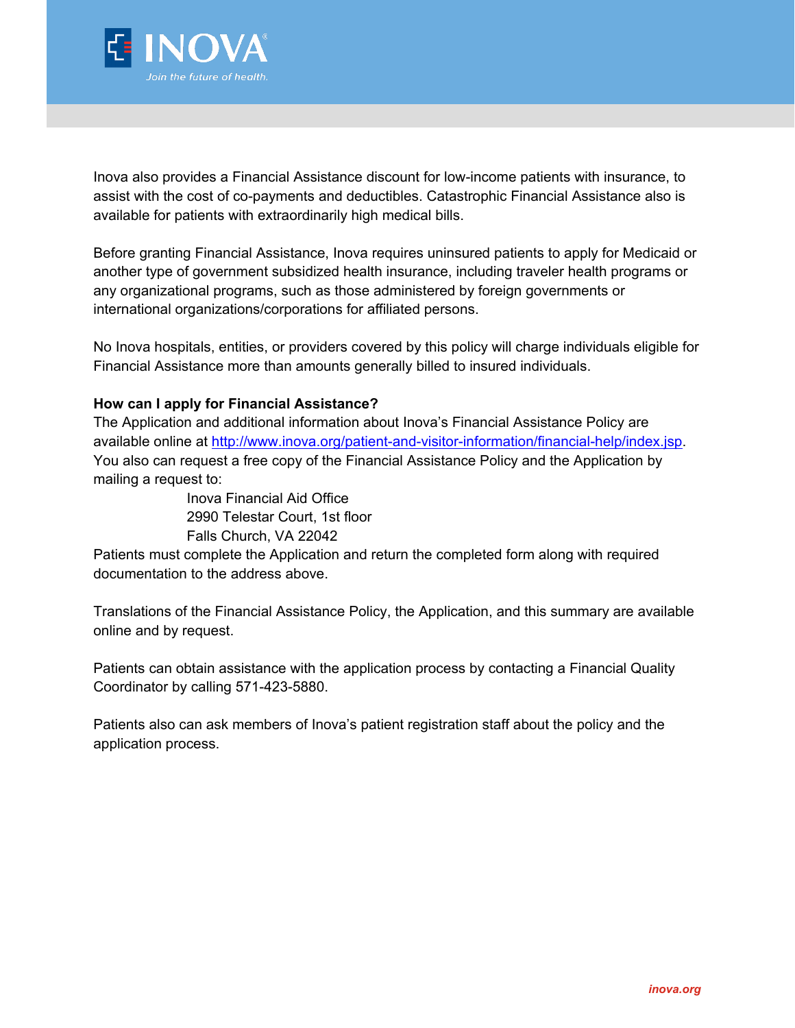Inova also provides a Financial Assistance discount for low-income patients with insurance, to assist with the cost of co-payments and deductibles. Catastrophic Financial Assistance also is available for patients with extraordinarily high medical bills.

Before granting Financial Assistance, Inova requires uninsured patients to apply for Medicaid or another type of government subsidized health insurance, including traveler health programs or any organizational programs, such as those administered by foreign governments or international organizations/corporations for affiliated persons.

No Inova hospitals, entities, or providers covered by this policy will charge individuals eligible for Financial Assistance more than amounts generally billed to insured individuals.

**How can I apply for Financial Assistance?**

The Application and additional information about Inova's Financial Assistance Policy are available online at http://www.inova.org/patient-and-visitor-information/financial-help/index.jsp. You also can request a free copy of the Financial Assistance Policy and the Application by mailing a request to:

Inova Financial Aid Office
2990 Telestar Court, 1st floor
Falls Church, VA 22042

Patients must complete the Application and return the completed form along with required documentation to the address above.

Translations of the Financial Assistance Policy, the Application, and this summary are available online and by request.

Patients can obtain assistance with the application process by contacting a Financial Quality Coordinator by calling 571-423-5880.

Patients also can ask members of Inova's patient registration staff about the policy and the application process.